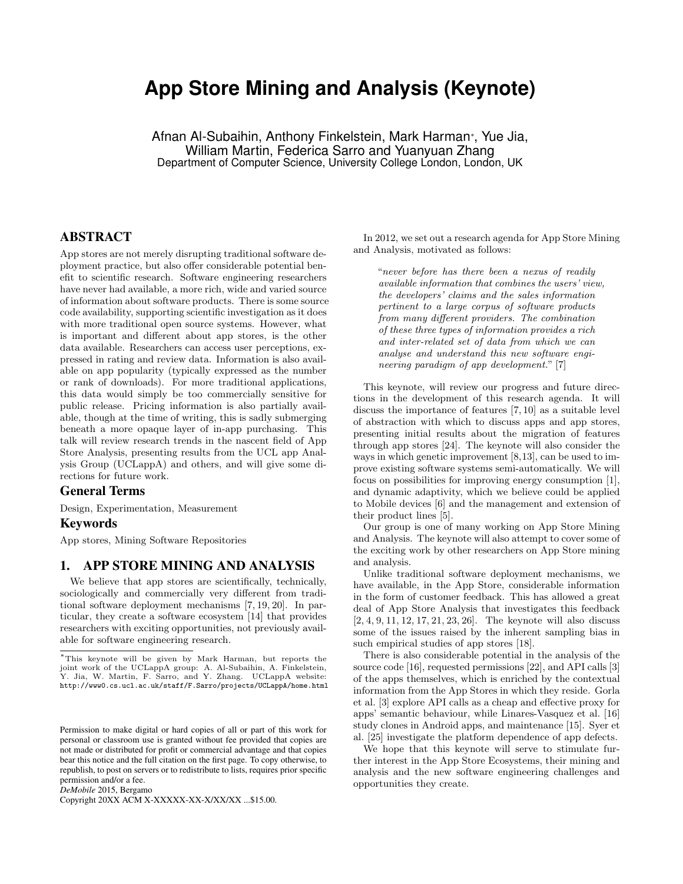# App Store Mining and Analysis (Keynote)

Afnan Al-Subaihin, Anthony Finkelstein, Mark Harman*, Yue Jia, William Martin, Federica Sarro and Yuanyuan Zhang
Department of Computer Science, University College London, London, UK

## ABSTRACT

App stores are not merely disrupting traditional software deployment practice, but also offer considerable potential benefit to scientific research. Software engineering researchers have never had available, a more rich, wide and varied source of information about software products. There is some source code availability, supporting scientific investigation as it does with more traditional open source systems. However, what is important and different about app stores, is the other data available. Researchers can access user perceptions, expressed in rating and review data. Information is also available on app popularity (typically expressed as the number or rank of downloads). For more traditional applications, this data would simply be too commercially sensitive for public release. Pricing information is also partially available, though at the time of writing, this is sadly submerging beneath a more opaque layer of in-app purchasing. This talk will review research trends in the nascent field of App Store Analysis, presenting results from the UCL app Analysis Group (UCLappA) and others, and will give some directions for future work.

### General Terms

Design, Experimentation, Measurement

### Keywords

App stores, Mining Software Repositories

## 1. APP STORE MINING AND ANALYSIS

We believe that app stores are scientifically, technically, sociologically and commercially very different from traditional software deployment mechanisms [7, 19, 20]. In particular, they create a software ecosystem [14] that provides researchers with exciting opportunities, not previously available for software engineering research.

*This keynote will be given by Mark Harman, but reports the joint work of the UCLappA group: A. Al-Subaihin, A. Finkelstein, Y. Jia, W. Martin, F. Sarro, and Y. Zhang. UCLappA website: http://www0.cs.ucl.ac.uk/staff/F.Sarro/projects/UCLappA/home.html

Permission to make digital or hard copies of all or part of this work for personal or classroom use is granted without fee provided that copies are not made or distributed for profit or commercial advantage and that copies bear this notice and the full citation on the first page. To copy otherwise, to republish, to post on servers or to redistribute to lists, requires prior specific permission and/or a fee.
*DeMobile* 2015, Bergamo
Copyright 20XX ACM X-XXXXX-XX-X/XX/XX ...$15.00.

In 2012, we set out a research agenda for App Store Mining and Analysis, motivated as follows:

> "*never before has there been a nexus of readily available information that combines the users' view, the developers' claims and the sales information pertinent to a large corpus of software products from many different providers. The combination of these three types of information provides a rich and inter-related set of data from which we can analyse and understand this new software engineering paradigm of app development.*" [7]

This keynote, will review our progress and future directions in the development of this research agenda. It will discuss the importance of features [7, 10] as a suitable level of abstraction with which to discuss apps and app stores, presenting initial results about the migration of features through app stores [24]. The keynote will also consider the ways in which genetic improvement [8,13], can be used to improve existing software systems semi-automatically. We will focus on possibilities for improving energy consumption [1], and dynamic adaptivity, which we believe could be applied to Mobile devices [6] and the management and extension of their product lines [5].

Our group is one of many working on App Store Mining and Analysis. The keynote will also attempt to cover some of the exciting work by other researchers on App Store mining and analysis.

Unlike traditional software deployment mechanisms, we have available, in the App Store, considerable information in the form of customer feedback. This has allowed a great deal of App Store Analysis that investigates this feedback [2, 4, 9, 11, 12, 17, 21, 23, 26]. The keynote will also discuss some of the issues raised by the inherent sampling bias in such empirical studies of app stores [18].

There is also considerable potential in the analysis of the source code [16], requested permissions [22], and API calls [3] of the apps themselves, which is enriched by the contextual information from the App Stores in which they reside. Gorla et al. [3] explore API calls as a cheap and effective proxy for apps' semantic behaviour, while Linares-Vasquez et al. [16] study clones in Android apps, and maintenance [15]. Syer et al. [25] investigate the platform dependence of app defects.

We hope that this keynote will serve to stimulate further interest in the App Store Ecosystems, their mining and analysis and the new software engineering challenges and opportunities they create.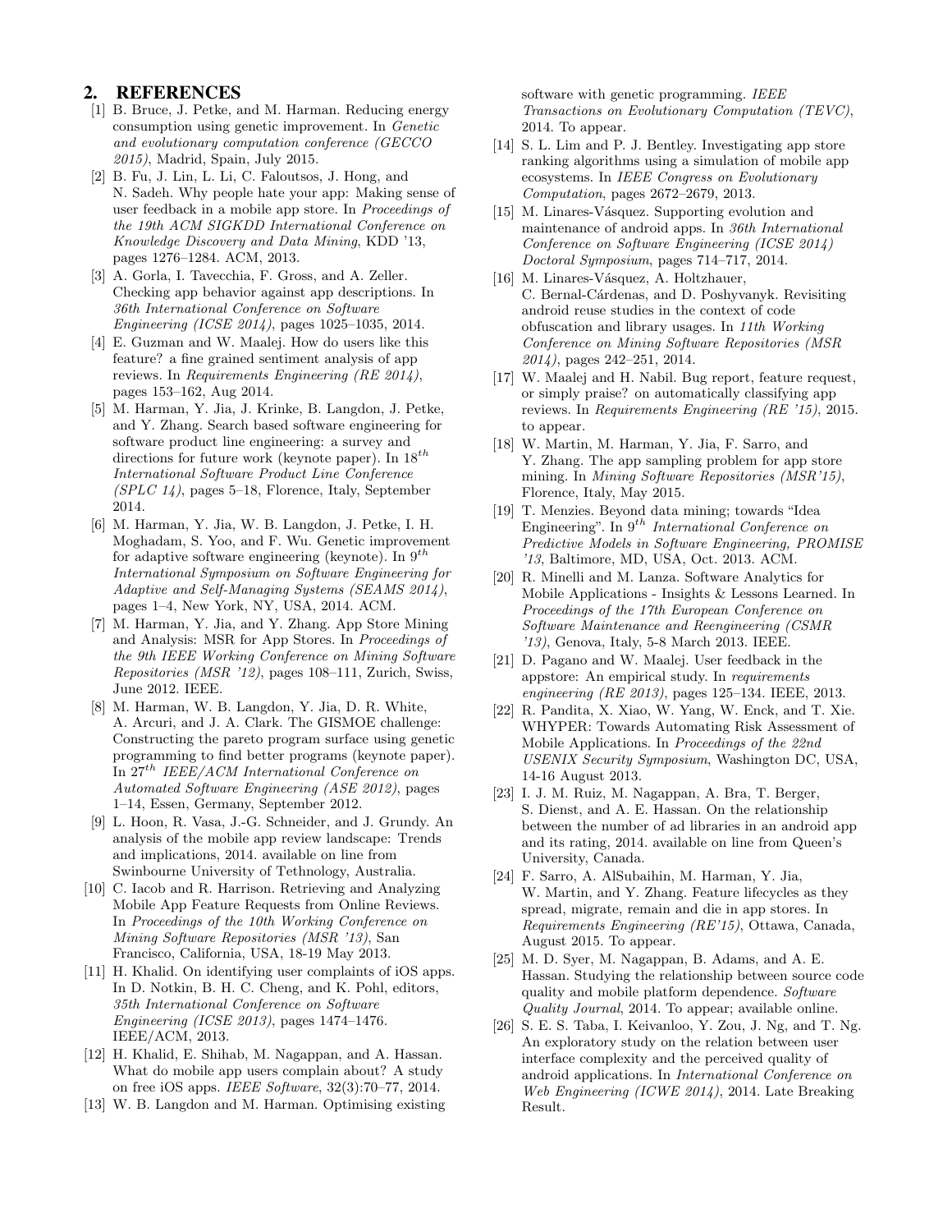## 2. REFERENCES

[1] B. Bruce, J. Petke, and M. Harman. Reducing energy consumption using genetic improvement. In *Genetic and evolutionary computation conference (GECCO 2015)*, Madrid, Spain, July 2015.

[2] B. Fu, J. Lin, L. Li, C. Faloutsos, J. Hong, and N. Sadeh. Why people hate your app: Making sense of user feedback in a mobile app store. In *Proceedings of the 19th ACM SIGKDD International Conference on Knowledge Discovery and Data Mining*, KDD '13, pages 1276–1284. ACM, 2013.

[3] A. Gorla, I. Tavecchia, F. Gross, and A. Zeller. Checking app behavior against app descriptions. In *36th International Conference on Software Engineering (ICSE 2014)*, pages 1025–1035, 2014.

[4] E. Guzman and W. Maalej. How do users like this feature? a fine grained sentiment analysis of app reviews. In *Requirements Engineering (RE 2014)*, pages 153–162, Aug 2014.

[5] M. Harman, Y. Jia, J. Krinke, B. Langdon, J. Petke, and Y. Zhang. Search based software engineering for software product line engineering: a survey and directions for future work (keynote paper). In $18^{th}$ *International Software Product Line Conference (SPLC 14)*, pages 5–18, Florence, Italy, September 2014.

[6] M. Harman, Y. Jia, W. B. Langdon, J. Petke, I. H. Moghadam, S. Yoo, and F. Wu. Genetic improvement for adaptive software engineering (keynote). In $9^{th}$ *International Symposium on Software Engineering for Adaptive and Self-Managing Systems (SEAMS 2014)*, pages 1–4, New York, NY, USA, 2014. ACM.

[7] M. Harman, Y. Jia, and Y. Zhang. App Store Mining and Analysis: MSR for App Stores. In *Proceedings of the 9th IEEE Working Conference on Mining Software Repositories (MSR '12)*, pages 108–111, Zurich, Swiss, June 2012. IEEE.

[8] M. Harman, W. B. Langdon, Y. Jia, D. R. White, A. Arcuri, and J. A. Clark. The GISMOE challenge: Constructing the pareto program surface using genetic programming to find better programs (keynote paper). In $27^{th}$ *IEEE/ACM International Conference on Automated Software Engineering (ASE 2012)*, pages 1–14, Essen, Germany, September 2012.

[9] L. Hoon, R. Vasa, J.-G. Schneider, and J. Grundy. An analysis of the mobile app review landscape: Trends and implications, 2014. available on line from Swinbourne University of Tethnology, Australia.

[10] C. Iacob and R. Harrison. Retrieving and Analyzing Mobile App Feature Requests from Online Reviews. In *Proceedings of the 10th Working Conference on Mining Software Repositories (MSR '13)*, San Francisco, California, USA, 18-19 May 2013.

[11] H. Khalid. On identifying user complaints of iOS apps. In D. Notkin, B. H. C. Cheng, and K. Pohl, editors, *35th International Conference on Software Engineering (ICSE 2013)*, pages 1474–1476. IEEE/ACM, 2013.

[12] H. Khalid, E. Shihab, M. Nagappan, and A. Hassan. What do mobile app users complain about? A study on free iOS apps. *IEEE Software*, 32(3):70–77, 2014.

[13] W. B. Langdon and M. Harman. Optimising existing software with genetic programming. *IEEE Transactions on Evolutionary Computation (TEVC)*, 2014. To appear.

[14] S. L. Lim and P. J. Bentley. Investigating app store ranking algorithms using a simulation of mobile app ecosystems. In *IEEE Congress on Evolutionary Computation*, pages 2672–2679, 2013.

[15] M. Linares-Vásquez. Supporting evolution and maintenance of android apps. In *36th International Conference on Software Engineering (ICSE 2014) Doctoral Symposium*, pages 714–717, 2014.

[16] M. Linares-Vásquez, A. Holtzhauer, C. Bernal-Cárdenas, and D. Poshyvanyk. Revisiting android reuse studies in the context of code obfuscation and library usages. In *11th Working Conference on Mining Software Repositories (MSR 2014)*, pages 242–251, 2014.

[17] W. Maalej and H. Nabil. Bug report, feature request, or simply praise? on automatically classifying app reviews. In *Requirements Engineering (RE '15)*, 2015. to appear.

[18] W. Martin, M. Harman, Y. Jia, F. Sarro, and Y. Zhang. The app sampling problem for app store mining. In *Mining Software Repositories (MSR'15)*, Florence, Italy, May 2015.

[19] T. Menzies. Beyond data mining; towards "Idea Engineering". In $9^{th}$ *International Conference on Predictive Models in Software Engineering, PROMISE '13*, Baltimore, MD, USA, Oct. 2013. ACM.

[20] R. Minelli and M. Lanza. Software Analytics for Mobile Applications - Insights & Lessons Learned. In *Proceedings of the 17th European Conference on Software Maintenance and Reengineering (CSMR '13)*, Genova, Italy, 5-8 March 2013. IEEE.

[21] D. Pagano and W. Maalej. User feedback in the appstore: An empirical study. In *requirements engineering (RE 2013)*, pages 125–134. IEEE, 2013.

[22] R. Pandita, X. Xiao, W. Yang, W. Enck, and T. Xie. WHYPER: Towards Automating Risk Assessment of Mobile Applications. In *Proceedings of the 22nd USENIX Security Symposium*, Washington DC, USA, 14-16 August 2013.

[23] I. J. M. Ruiz, M. Nagappan, A. Bra, T. Berger, S. Dienst, and A. E. Hassan. On the relationship between the number of ad libraries in an android app and its rating, 2014. available on line from Queen's University, Canada.

[24] F. Sarro, A. AlSubaihin, M. Harman, Y. Jia, W. Martin, and Y. Zhang. Feature lifecycles as they spread, migrate, remain and die in app stores. In *Requirements Engineering (RE'15)*, Ottawa, Canada, August 2015. To appear.

[25] M. D. Syer, M. Nagappan, B. Adams, and A. E. Hassan. Studying the relationship between source code quality and mobile platform dependence. *Software Quality Journal*, 2014. To appear; available online.

[26] S. E. S. Taba, I. Keivanloo, Y. Zou, J. Ng, and T. Ng. An exploratory study on the relation between user interface complexity and the perceived quality of android applications. In *International Conference on Web Engineering (ICWE 2014)*, 2014. Late Breaking Result.